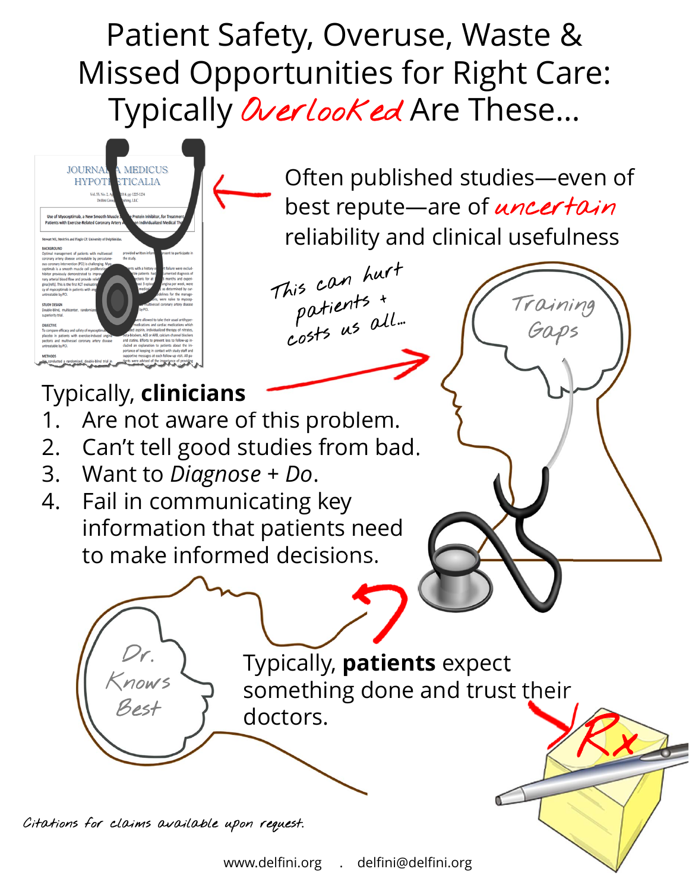# Patient Safety, Overuse, Waste & Missed Opportunities for Right Care: Typically *Overlooked* Are These…

Often published studies—even of best repute—are of *uncertain* reliability and clinical usefulness

This can hurt patients + costs us all…

Training Gaps

Typically, **clinicians**

1. Are not aware of this problem.
2. Can't tell good studies from bad.
3. Want to *Diagnose* + *Do*.
4. Fail in communicating key information that patients need to make informed decisions.

Dr. Knows Best

Typically, **patients** expect something done and trust their doctors.

Rx

Citations for claims available upon request.

www.delfini.org . delfini@delfini.org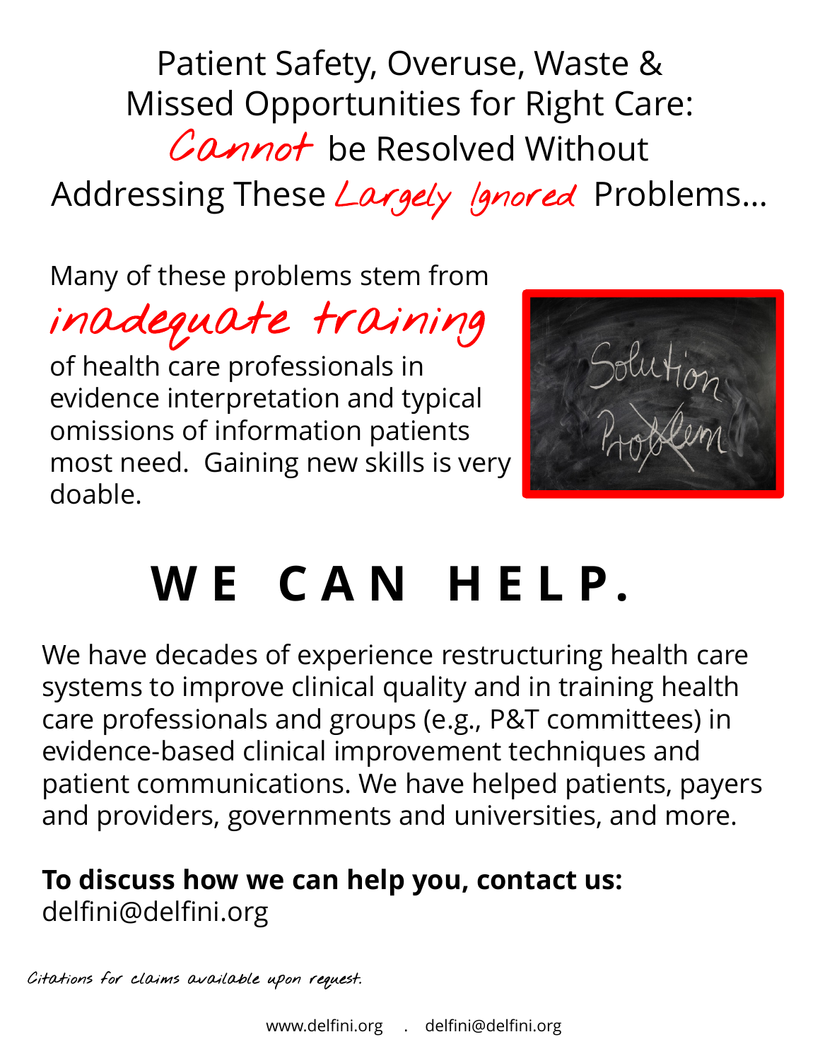# Patient Safety, Overuse, Waste & Missed Opportunities for Right Care: *Cannot* be Resolved Without Addressing These *Largely Ignored* Problems...

Many of these problems stem from *inadequate training* of health care professionals in evidence interpretation and typical omissions of information patients most need. Gaining new skills is very doable.

# WE CAN HELP.

We have decades of experience restructuring health care systems to improve clinical quality and in training health care professionals and groups (e.g., P&T committees) in evidence-based clinical improvement techniques and patient communications. We have helped patients, payers and providers, governments and universities, and more.

**To discuss how we can help you, contact us:**
delfini@delfini.org

*Citations for claims available upon request.*

www.delfini.org . delfini@delfini.org